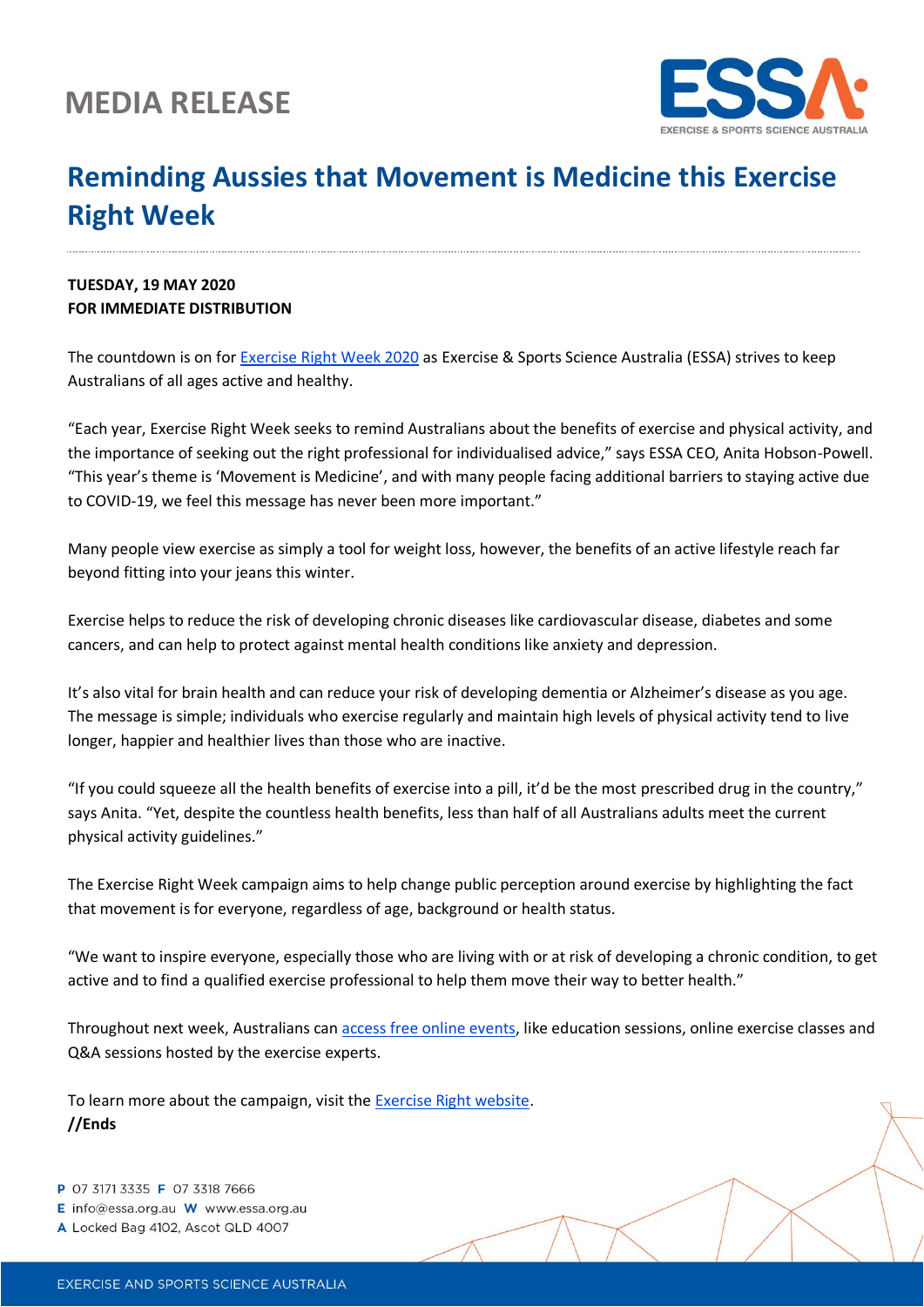# MEDIA RELEASE

ESSA EXERCISE & SPORTS SCIENCE AUSTRALIA

## Reminding Aussies that Movement is Medicine this Exercise Right Week

**TUESDAY, 19 MAY 2020**
**FOR IMMEDIATE DISTRIBUTION**

The countdown is on for Exercise Right Week 2020 as Exercise & Sports Science Australia (ESSA) strives to keep Australians of all ages active and healthy.

"Each year, Exercise Right Week seeks to remind Australians about the benefits of exercise and physical activity, and the importance of seeking out the right professional for individualised advice," says ESSA CEO, Anita Hobson-Powell. "This year's theme is 'Movement is Medicine', and with many people facing additional barriers to staying active due to COVID-19, we feel this message has never been more important."

Many people view exercise as simply a tool for weight loss, however, the benefits of an active lifestyle reach far beyond fitting into your jeans this winter.

Exercise helps to reduce the risk of developing chronic diseases like cardiovascular disease, diabetes and some cancers, and can help to protect against mental health conditions like anxiety and depression.

It's also vital for brain health and can reduce your risk of developing dementia or Alzheimer's disease as you age. The message is simple; individuals who exercise regularly and maintain high levels of physical activity tend to live longer, happier and healthier lives than those who are inactive.

"If you could squeeze all the health benefits of exercise into a pill, it'd be the most prescribed drug in the country," says Anita. "Yet, despite the countless health benefits, less than half of all Australians adults meet the current physical activity guidelines."

The Exercise Right Week campaign aims to help change public perception around exercise by highlighting the fact that movement is for everyone, regardless of age, background or health status.

"We want to inspire everyone, especially those who are living with or at risk of developing a chronic condition, to get active and to find a qualified exercise professional to help them move their way to better health."

Throughout next week, Australians can access free online events, like education sessions, online exercise classes and Q&A sessions hosted by the exercise experts.

To learn more about the campaign, visit the Exercise Right website.
***//Ends***

**P** 07 3171 3335 **F** 07 3318 7666
**E** info@essa.org.au **W** www.essa.org.au
**A** Locked Bag 4102, Ascot QLD 4007

EXERCISE AND SPORTS SCIENCE AUSTRALIA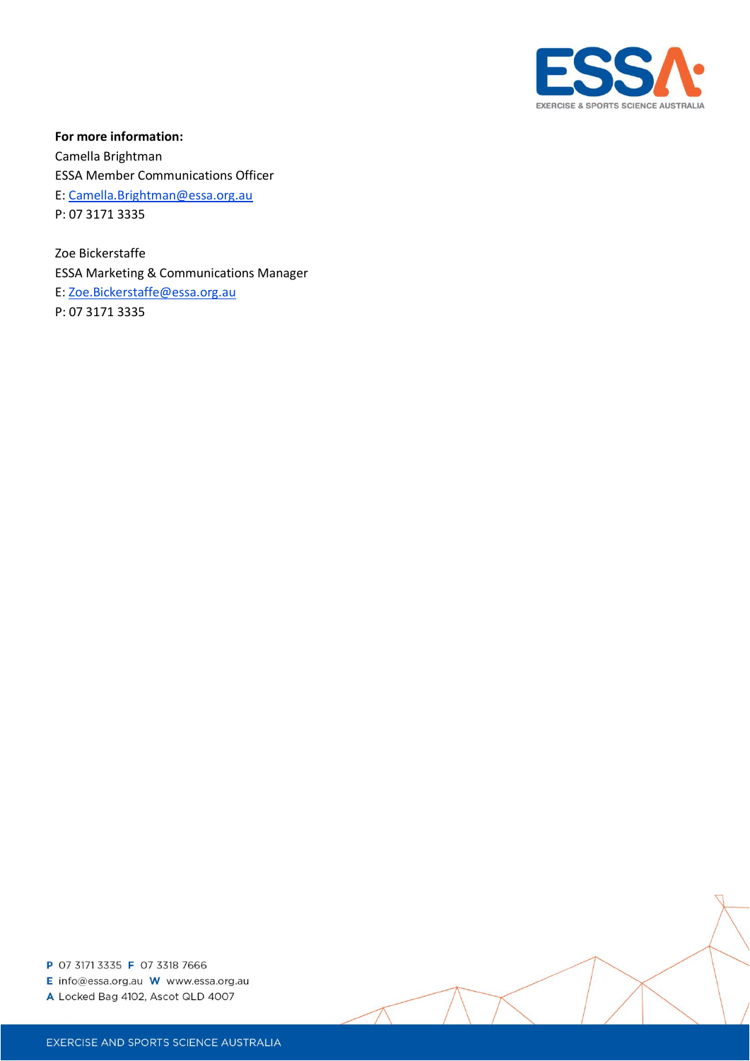**For more information:**

Camella Brightman
ESSA Member Communications Officer
E: Camella.Brightman@essa.org.au
P: 07 3171 3335

Zoe Bickerstaffe
ESSA Marketing & Communications Manager
E: Zoe.Bickerstaffe@essa.org.au
P: 07 3171 3335